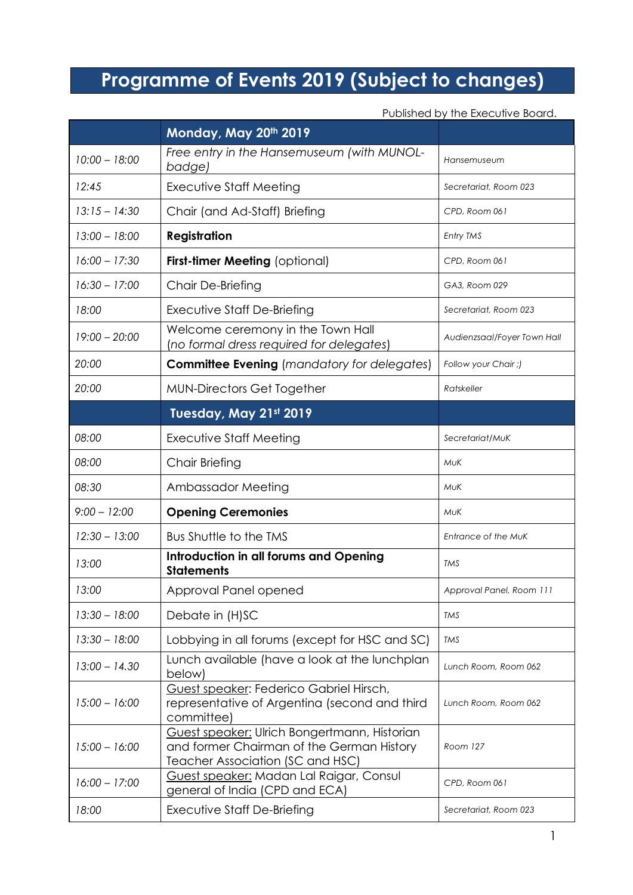# Programme of Events 2019 (Subject to changes)

Published by the Executive Board.

| | **Monday, May 20th 2019** | |
|---|---|---|
| *10:00 – 18:00* | *Free entry in the Hansemuseum (with MUNOL-badge)* | *Hansemuseum* |
| *12:45* | Executive Staff Meeting | *Secretariat, Room 023* |
| *13:15 – 14:30* | Chair (and Ad-Staff) Briefing | *CPD, Room 061* |
| *13:00 – 18:00* | **Registration** | *Entry TMS* |
| *16:00 – 17:30* | **First-timer Meeting** (optional) | *CPD, Room 061* |
| *16:30 – 17:00* | Chair De-Briefing | *GA3, Room 029* |
| *18:00* | Executive Staff De-Briefing | *Secretariat, Room 023* |
| *19:00 – 20:00* | Welcome ceremony in the Town Hall (*no formal dress required for delegates*) | *Audienzsaal/Foyer Town Hall* |
| *20:00* | **Committee Evening** (*mandatory for delegates*) | *Follow your Chair ;)* |
| *20:00* | MUN-Directors Get Together | *Ratskeller* |
| | **Tuesday, May 21st 2019** | |
| *08:00* | Executive Staff Meeting | *Secretariat/MuK* |
| *08:00* | Chair Briefing | *MuK* |
| *08:30* | Ambassador Meeting | *MuK* |
| *9:00 – 12:00* | **Opening Ceremonies** | *MuK* |
| *12:30 – 13:00* | Bus Shuttle to the TMS | *Entrance of the MuK* |
| *13:00* | **Introduction in all forums and Opening Statements** | *TMS* |
| *13:00* | Approval Panel opened | *Approval Panel, Room 111* |
| *13:30 – 18:00* | Debate in (H)SC | *TMS* |
| *13:30 – 18:00* | Lobbying in all forums (except for HSC and SC) | *TMS* |
| *13:00 – 14.30* | Lunch available (have a look at the lunchplan below) | *Lunch Room, Room 062* |
| *15:00 – 16:00* | Guest speaker: Federico Gabriel Hirsch, representative of Argentina (second and third committee) | *Lunch Room, Room 062* |
| *15:00 – 16:00* | Guest speaker: Ulrich Bongertmann, Historian and former Chairman of the German History Teacher Association (SC and HSC) | *Room 127* |
| *16:00 – 17:00* | Guest speaker: Madan Lal Raigar, Consul general of India (CPD and ECA) | *CPD, Room 061* |
| *18:00* | Executive Staff De-Briefing | *Secretariat, Room 023* |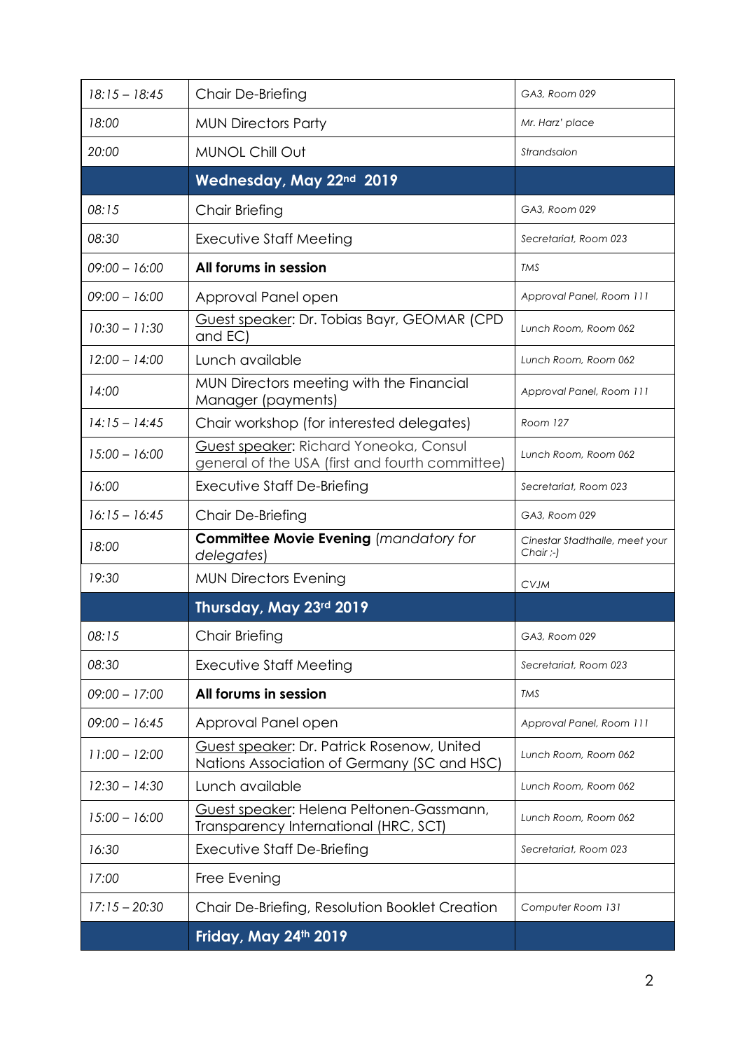| | | |
|---|---|---|
| *18:15 – 18:45* | Chair De-Briefing | *GA3, Room 029* |
| *18:00* | MUN Directors Party | *Mr. Harz' place* |
| *20:00* | MUNOL Chill Out | *Strandsalon* |
| | **Wednesday, May 22nd 2019** | |
| *08:15* | Chair Briefing | *GA3, Room 029* |
| *08:30* | Executive Staff Meeting | *Secretariat, Room 023* |
| *09:00 – 16:00* | **All forums in session** | *TMS* |
| *09:00 – 16:00* | Approval Panel open | *Approval Panel, Room 111* |
| *10:30 – 11:30* | Guest speaker: Dr. Tobias Bayr, GEOMAR (CPD and EC) | *Lunch Room, Room 062* |
| *12:00 – 14:00* | Lunch available | *Lunch Room, Room 062* |
| *14:00* | MUN Directors meeting with the Financial Manager (payments) | *Approval Panel, Room 111* |
| *14:15 – 14:45* | Chair workshop (for interested delegates) | *Room 127* |
| *15:00 – 16:00* | Guest speaker: Richard Yoneoka, Consul general of the USA (first and fourth committee) | *Lunch Room, Room 062* |
| *16:00* | Executive Staff De-Briefing | *Secretariat, Room 023* |
| *16:15 – 16:45* | Chair De-Briefing | *GA3, Room 029* |
| *18:00* | **Committee Movie Evening** (*mandatory for delegates*) | *Cinestar Stadthalle, meet your Chair ;-)* |
| *19:30* | MUN Directors Evening | *CVJM* |
| | **Thursday, May 23rd 2019** | |
| *08:15* | Chair Briefing | *GA3, Room 029* |
| *08:30* | Executive Staff Meeting | *Secretariat, Room 023* |
| *09:00 – 17:00* | **All forums in session** | *TMS* |
| *09:00 – 16:45* | Approval Panel open | *Approval Panel, Room 111* |
| *11:00 – 12:00* | Guest speaker: Dr. Patrick Rosenow, United Nations Association of Germany (SC and HSC) | *Lunch Room, Room 062* |
| *12:30 – 14:30* | Lunch available | *Lunch Room, Room 062* |
| *15:00 – 16:00* | Guest speaker: Helena Peltonen-Gassmann, Transparency International (HRC, SCT) | *Lunch Room, Room 062* |
| *16:30* | Executive Staff De-Briefing | *Secretariat, Room 023* |
| *17:00* | Free Evening | |
| *17:15 – 20:30* | Chair De-Briefing, Resolution Booklet Creation | *Computer Room 131* |
| | **Friday, May 24th 2019** | |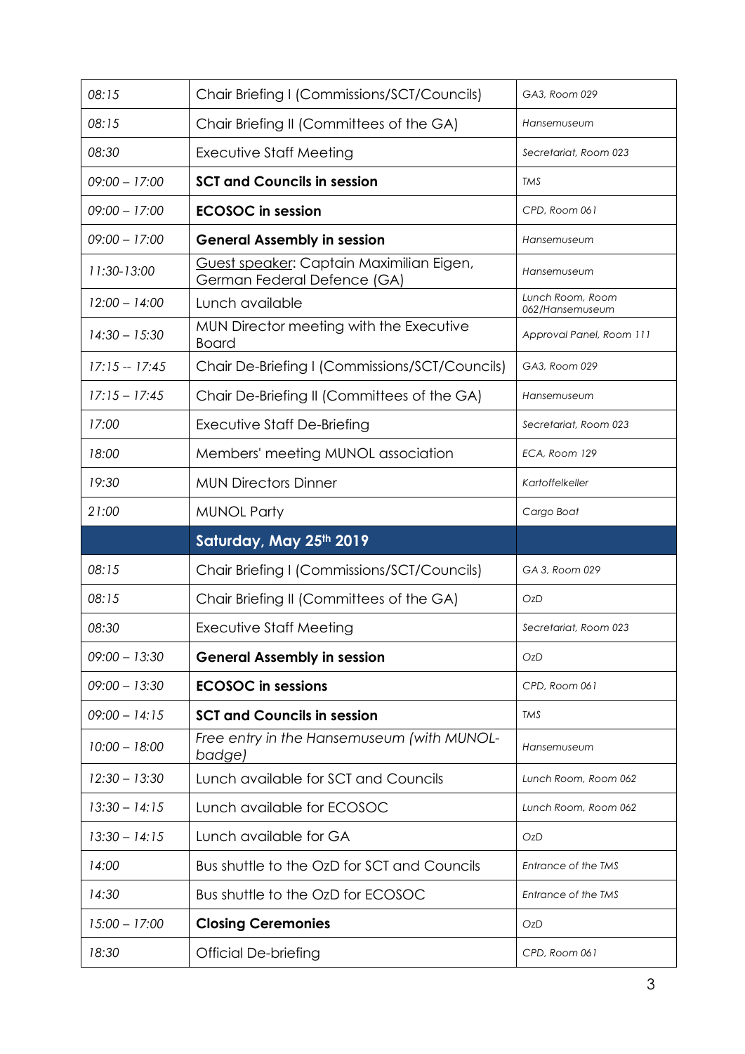| | | |
|---|---|---|
| *08:15* | Chair Briefing I (Commissions/SCT/Councils) | *GA3, Room 029* |
| *08:15* | Chair Briefing II (Committees of the GA) | *Hansemuseum* |
| *08:30* | Executive Staff Meeting | *Secretariat, Room 023* |
| *09:00 – 17:00* | **SCT and Councils in session** | *TMS* |
| *09:00 – 17:00* | **ECOSOC in session** | *CPD, Room 061* |
| *09:00 – 17:00* | **General Assembly in session** | *Hansemuseum* |
| *11:30-13:00* | Guest speaker: Captain Maximilian Eigen, German Federal Defence (GA) | *Hansemuseum* |
| *12:00 – 14:00* | Lunch available | *Lunch Room, Room 062/Hansemuseum* |
| *14:30 – 15:30* | MUN Director meeting with the Executive Board | *Approval Panel, Room 111* |
| *17:15 -- 17:45* | Chair De-Briefing I (Commissions/SCT/Councils) | *GA3, Room 029* |
| *17:15 – 17:45* | Chair De-Briefing II (Committees of the GA) | *Hansemuseum* |
| *17:00* | Executive Staff De-Briefing | *Secretariat, Room 023* |
| *18:00* | Members' meeting MUNOL association | *ECA, Room 129* |
| *19:30* | MUN Directors Dinner | *Kartoffelkeller* |
| *21:00* | MUNOL Party | *Cargo Boat* |
| | **Saturday, May 25th 2019** | |
| *08:15* | Chair Briefing I (Commissions/SCT/Councils) | *GA 3, Room 029* |
| *08:15* | Chair Briefing II (Committees of the GA) | *OzD* |
| *08:30* | Executive Staff Meeting | *Secretariat, Room 023* |
| *09:00 – 13:30* | **General Assembly in session** | *OzD* |
| *09:00 – 13:30* | **ECOSOC in sessions** | *CPD, Room 061* |
| *09:00 – 14:15* | **SCT and Councils in session** | *TMS* |
| *10:00 – 18:00* | *Free entry in the Hansemuseum (with MUNOL-badge)* | *Hansemuseum* |
| *12:30 – 13:30* | Lunch available for SCT and Councils | *Lunch Room, Room 062* |
| *13:30 – 14:15* | Lunch available for ECOSOC | *Lunch Room, Room 062* |
| *13:30 – 14:15* | Lunch available for GA | *OzD* |
| *14:00* | Bus shuttle to the OzD for SCT and Councils | *Entrance of the TMS* |
| *14:30* | Bus shuttle to the OzD for ECOSOC | *Entrance of the TMS* |
| *15:00 – 17:00* | **Closing Ceremonies** | *OzD* |
| *18:30* | Official De-briefing | *CPD, Room 061* |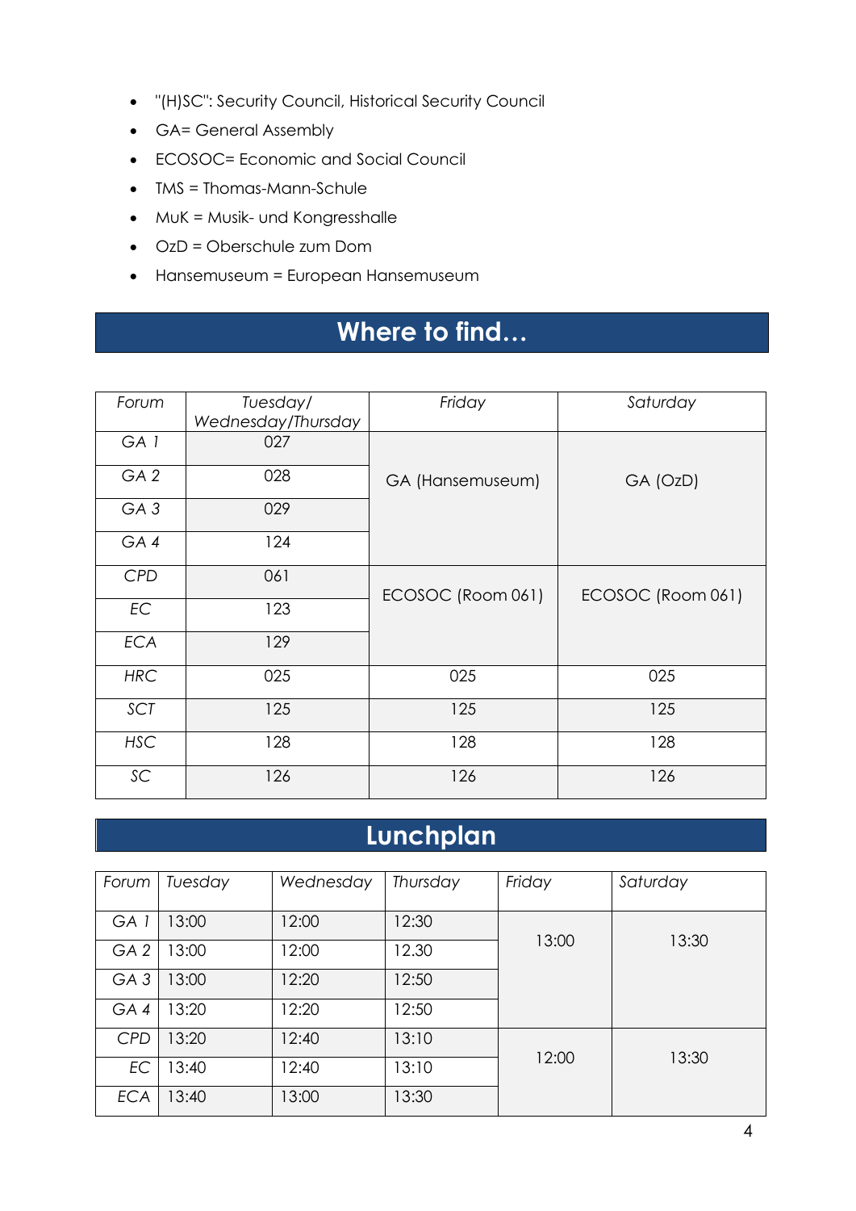- "(H)SC": Security Council, Historical Security Council
- GA= General Assembly
- ECOSOC= Economic and Social Council
- TMS = Thomas-Mann-Schule
- MuK = Musik- und Kongresshalle
- OzD = Oberschule zum Dom
- Hansemuseum = European Hansemuseum

## Where to find…

| Forum | Tuesday/ Wednesday/Thursday | Friday | Saturday |
|---|---|---|---|
| GA 1 | 027 | GA (Hansemuseum) | GA (OzD) |
| GA 2 | 028 | | |
| GA 3 | 029 | | |
| GA 4 | 124 | | |
| CPD | 061 | ECOSOC (Room 061) | ECOSOC (Room 061) |
| EC | 123 | | |
| ECA | 129 | | |
| HRC | 025 | 025 | 025 |
| SCT | 125 | 125 | 125 |
| HSC | 128 | 128 | 128 |
| SC | 126 | 126 | 126 |

## Lunchplan

| Forum | Tuesday | Wednesday | Thursday | Friday | Saturday |
|---|---|---|---|---|---|
| GA 1 | 13:00 | 12:00 | 12:30 | 13:00 | 13:30 |
| GA 2 | 13:00 | 12:00 | 12.30 | | |
| GA 3 | 13:00 | 12:20 | 12:50 | | |
| GA 4 | 13:20 | 12:20 | 12:50 | | |
| CPD | 13:20 | 12:40 | 13:10 | 12:00 | 13:30 |
| EC | 13:40 | 12:40 | 13:10 | | |
| ECA | 13:40 | 13:00 | 13:30 | | |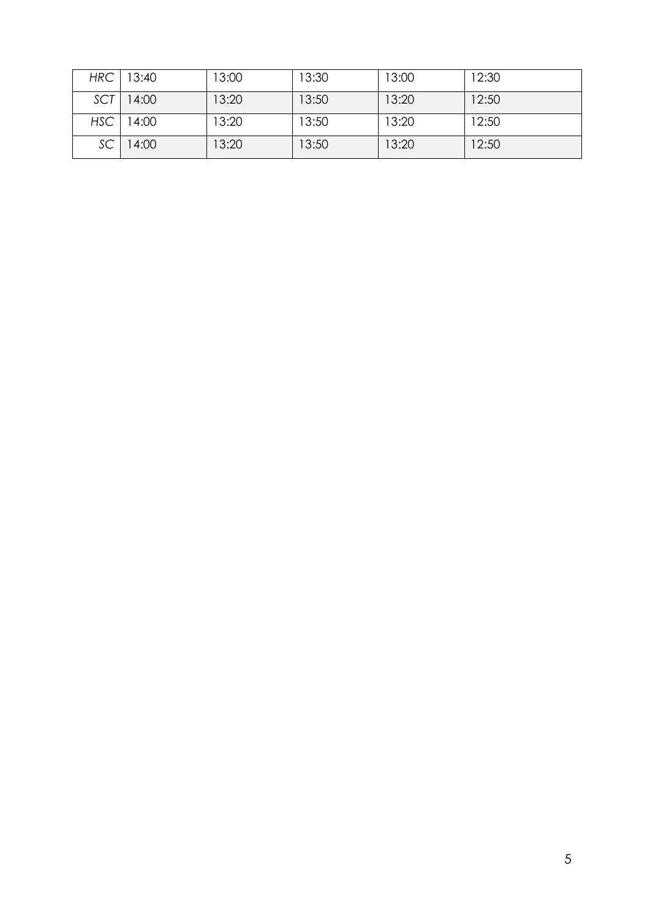| | | | | | |
|---|---|---|---|---|---|
| *HRC* | 13:40 | 13:00 | 13:30 | 13:00 | 12:30 |
| *SCT* | 14:00 | 13:20 | 13:50 | 13:20 | 12:50 |
| *HSC* | 14:00 | 13:20 | 13:50 | 13:20 | 12:50 |
| *SC* | 14:00 | 13:20 | 13:50 | 13:20 | 12:50 |